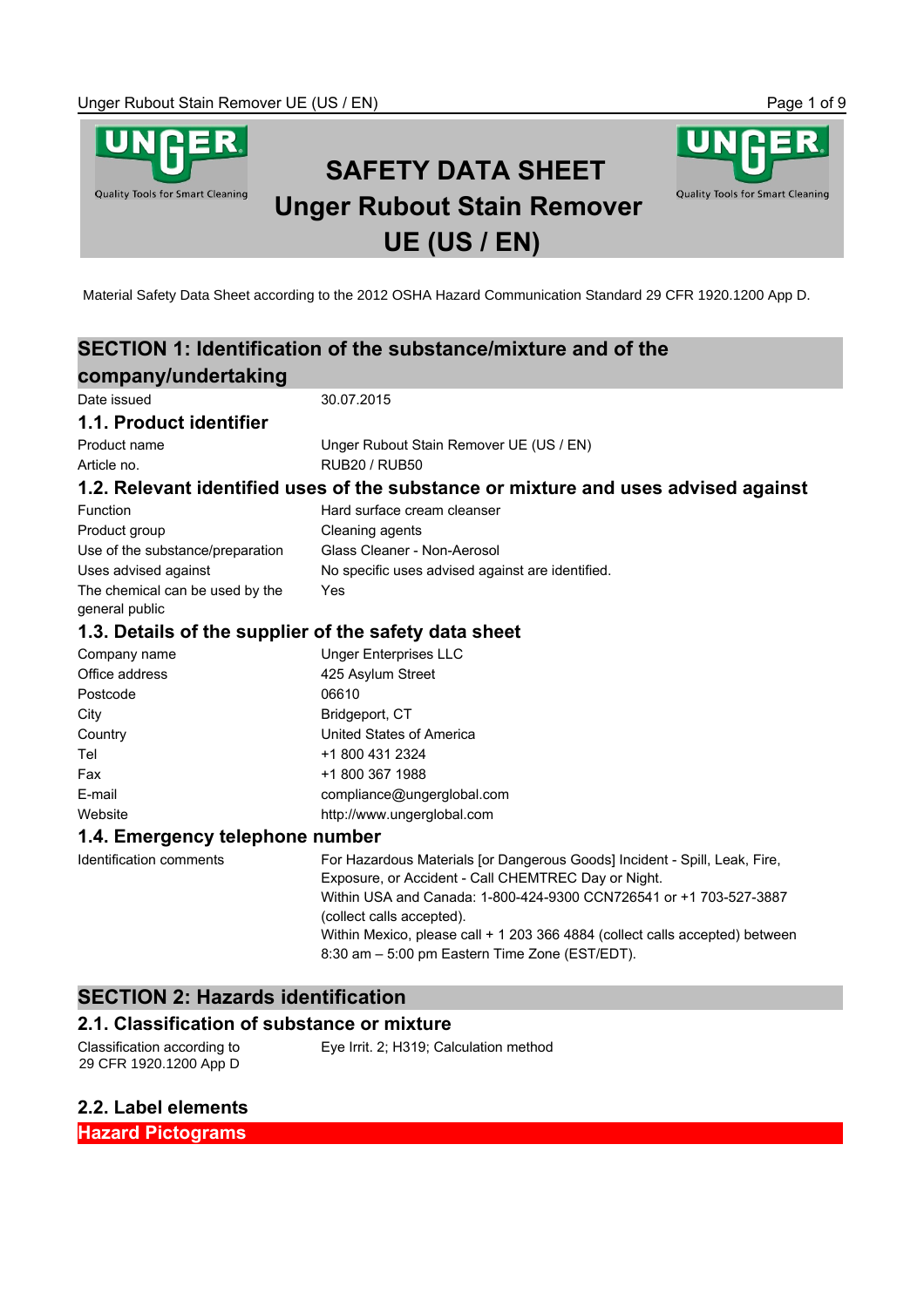# SAFETY DATA SHEET
# Unger Rubout Stain Remover UE (US / EN)

Material Safety Data Sheet according to the 2012 OSHA Hazard Communication Standard 29 CFR 1920.1200 App D.

## SECTION 1: Identification of the substance/mixture and of the company/undertaking

| | |
|---|---|
| Date issued | 30.07.2015 |

### 1.1. Product identifier

| | |
|---|---|
| Product name | Unger Rubout Stain Remover UE (US / EN) |
| Article no. | RUB20 / RUB50 |

### 1.2. Relevant identified uses of the substance or mixture and uses advised against

| | |
|---|---|
| Function | Hard surface cream cleanser |
| Product group | Cleaning agents |
| Use of the substance/preparation | Glass Cleaner - Non-Aerosol |
| Uses advised against | No specific uses advised against are identified. |
| The chemical can be used by the general public | Yes |

### 1.3. Details of the supplier of the safety data sheet

| | |
|---|---|
| Company name | Unger Enterprises LLC |
| Office address | 425 Asylum Street |
| Postcode | 06610 |
| City | Bridgeport, CT |
| Country | United States of America |
| Tel | +1 800 431 2324 |
| Fax | +1 800 367 1988 |
| E-mail | compliance@ungerglobal.com |
| Website | http://www.ungerglobal.com |

### 1.4. Emergency telephone number

| | |
|---|---|
| Identification comments | For Hazardous Materials [or Dangerous Goods] Incident - Spill, Leak, Fire, Exposure, or Accident - Call CHEMTREC Day or Night. Within USA and Canada: 1-800-424-9300 CCN726541 or +1 703-527-3887 (collect calls accepted). Within Mexico, please call + 1 203 366 4884 (collect calls accepted) between 8:30 am – 5:00 pm Eastern Time Zone (EST/EDT). |

## SECTION 2: Hazards identification

### 2.1. Classification of substance or mixture

| | |
|---|---|
| Classification according to 29 CFR 1920.1200 App D | Eye Irrit. 2; H319; Calculation method |

### 2.2. Label elements

**Hazard Pictograms**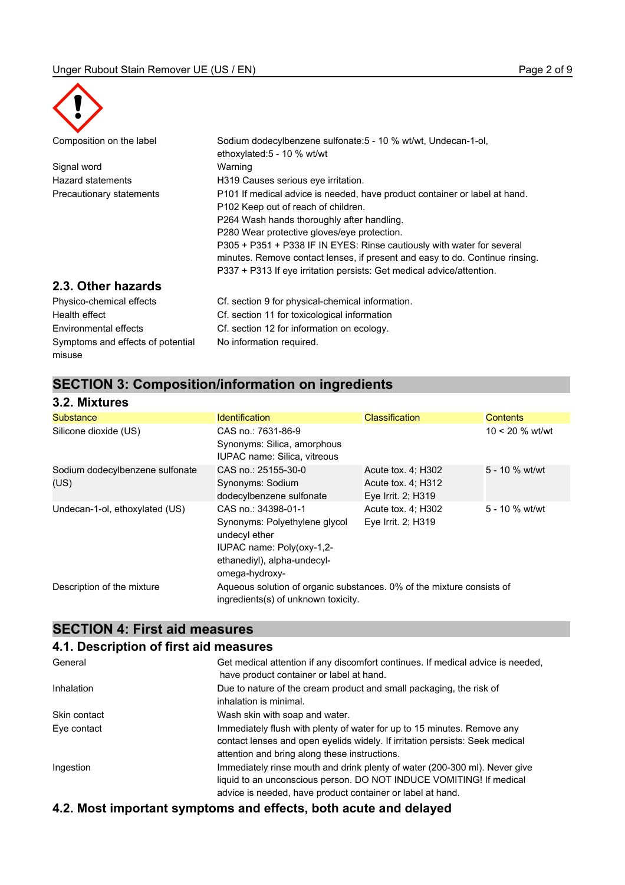| | |
|---|---|
| Composition on the label | Sodium dodecylbenzene sulfonate:5 - 10 % wt/wt, Undecan-1-ol, ethoxylated:5 - 10 % wt/wt |
| Signal word | Warning |
| Hazard statements | H319 Causes serious eye irritation. |
| Precautionary statements | P101 If medical advice is needed, have product container or label at hand.<br>P102 Keep out of reach of children.<br>P264 Wash hands thoroughly after handling.<br>P280 Wear protective gloves/eye protection.<br>P305 + P351 + P338 IF IN EYES: Rinse cautiously with water for several minutes. Remove contact lenses, if present and easy to do. Continue rinsing.<br>P337 + P313 If eye irritation persists: Get medical advice/attention. |

## 2.3. Other hazards

| | |
|---|---|
| Physico-chemical effects | Cf. section 9 for physical-chemical information. |
| Health effect | Cf. section 11 for toxicological information |
| Environmental effects | Cf. section 12 for information on ecology. |
| Symptoms and effects of potential misuse | No information required. |

# SECTION 3: Composition/information on ingredients

## 3.2. Mixtures

| Substance | Identification | Classification | Contents |
|---|---|---|---|
| Silicone dioxide (US) | CAS no.: 7631-86-9<br>Synonyms: Silica, amorphous<br>IUPAC name: Silica, vitreous | | 10 < 20 % wt/wt |
| Sodium dodecylbenzene sulfonate (US) | CAS no.: 25155-30-0<br>Synonyms: Sodium dodecylbenzene sulfonate | Acute tox. 4; H302<br>Acute tox. 4; H312<br>Eye Irrit. 2; H319 | 5 - 10 % wt/wt |
| Undecan-1-ol, ethoxylated (US) | CAS no.: 34398-01-1<br>Synonyms: Polyethylene glycol undecyl ether<br>IUPAC name: Poly(oxy-1,2-ethanediyl), alpha-undecyl-omega-hydroxy- | Acute tox. 4; H302<br>Eye Irrit. 2; H319 | 5 - 10 % wt/wt |

| | |
|---|---|
| Description of the mixture | Aqueous solution of organic substances. 0% of the mixture consists of ingredients(s) of unknown toxicity. |

# SECTION 4: First aid measures

## 4.1. Description of first aid measures

| | |
|---|---|
| General | Get medical attention if any discomfort continues. If medical advice is needed, have product container or label at hand. |
| Inhalation | Due to nature of the cream product and small packaging, the risk of inhalation is minimal. |
| Skin contact | Wash skin with soap and water. |
| Eye contact | Immediately flush with plenty of water for up to 15 minutes. Remove any contact lenses and open eyelids widely. If irritation persists: Seek medical attention and bring along these instructions. |
| Ingestion | Immediately rinse mouth and drink plenty of water (200-300 ml). Never give liquid to an unconscious person. DO NOT INDUCE VOMITING! If medical advice is needed, have product container or label at hand. |

## 4.2. Most important symptoms and effects, both acute and delayed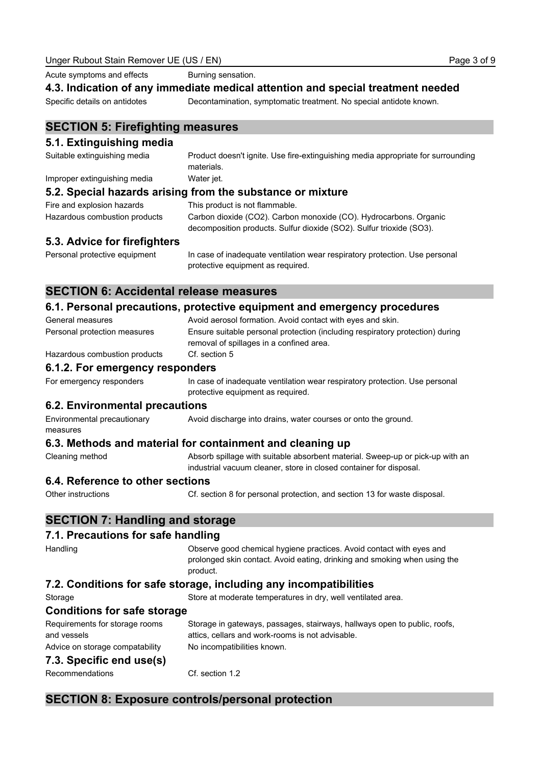Acute symptoms and effects: Burning sensation.

### 4.3. Indication of any immediate medical attention and special treatment needed

Specific details on antidotes: Decontamination, symptomatic treatment. No special antidote known.

## SECTION 5: Firefighting measures

### 5.1. Extinguishing media

Suitable extinguishing media: Product doesn't ignite. Use fire-extinguishing media appropriate for surrounding materials.

Improper extinguishing media: Water jet.

### 5.2. Special hazards arising from the substance or mixture

Fire and explosion hazards: This product is not flammable.

Hazardous combustion products: Carbon dioxide ($CO_2$). Carbon monoxide (CO). Hydrocarbons. Organic decomposition products. Sulfur dioxide ($SO_2$). Sulfur trioxide ($SO_3$).

### 5.3. Advice for firefighters

Personal protective equipment: In case of inadequate ventilation wear respiratory protection. Use personal protective equipment as required.

## SECTION 6: Accidental release measures

### 6.1. Personal precautions, protective equipment and emergency procedures

General measures: Avoid aerosol formation. Avoid contact with eyes and skin.

Personal protection measures: Ensure suitable personal protection (including respiratory protection) during removal of spillages in a confined area.

Hazardous combustion products: Cf. section 5

### 6.1.2. For emergency responders

For emergency responders: In case of inadequate ventilation wear respiratory protection. Use personal protective equipment as required.

### 6.2. Environmental precautions

Environmental precautionary measures: Avoid discharge into drains, water courses or onto the ground.

### 6.3. Methods and material for containment and cleaning up

Cleaning method: Absorb spillage with suitable absorbent material. Sweep-up or pick-up with an industrial vacuum cleaner, store in closed container for disposal.

### 6.4. Reference to other sections

Other instructions: Cf. section 8 for personal protection, and section 13 for waste disposal.

## SECTION 7: Handling and storage

### 7.1. Precautions for safe handling

Handling: Observe good chemical hygiene practices. Avoid contact with eyes and prolonged skin contact. Avoid eating, drinking and smoking when using the product.

### 7.2. Conditions for safe storage, including any incompatibilities

Storage: Store at moderate temperatures in dry, well ventilated area.

### Conditions for safe storage

Requirements for storage rooms and vessels: Storage in gateways, passages, stairways, hallways open to public, roofs, attics, cellars and work-rooms is not advisable.

Advice on storage compatability: No incompatibilities known.

### 7.3. Specific end use(s)

Recommendations: Cf. section 1.2

## SECTION 8: Exposure controls/personal protection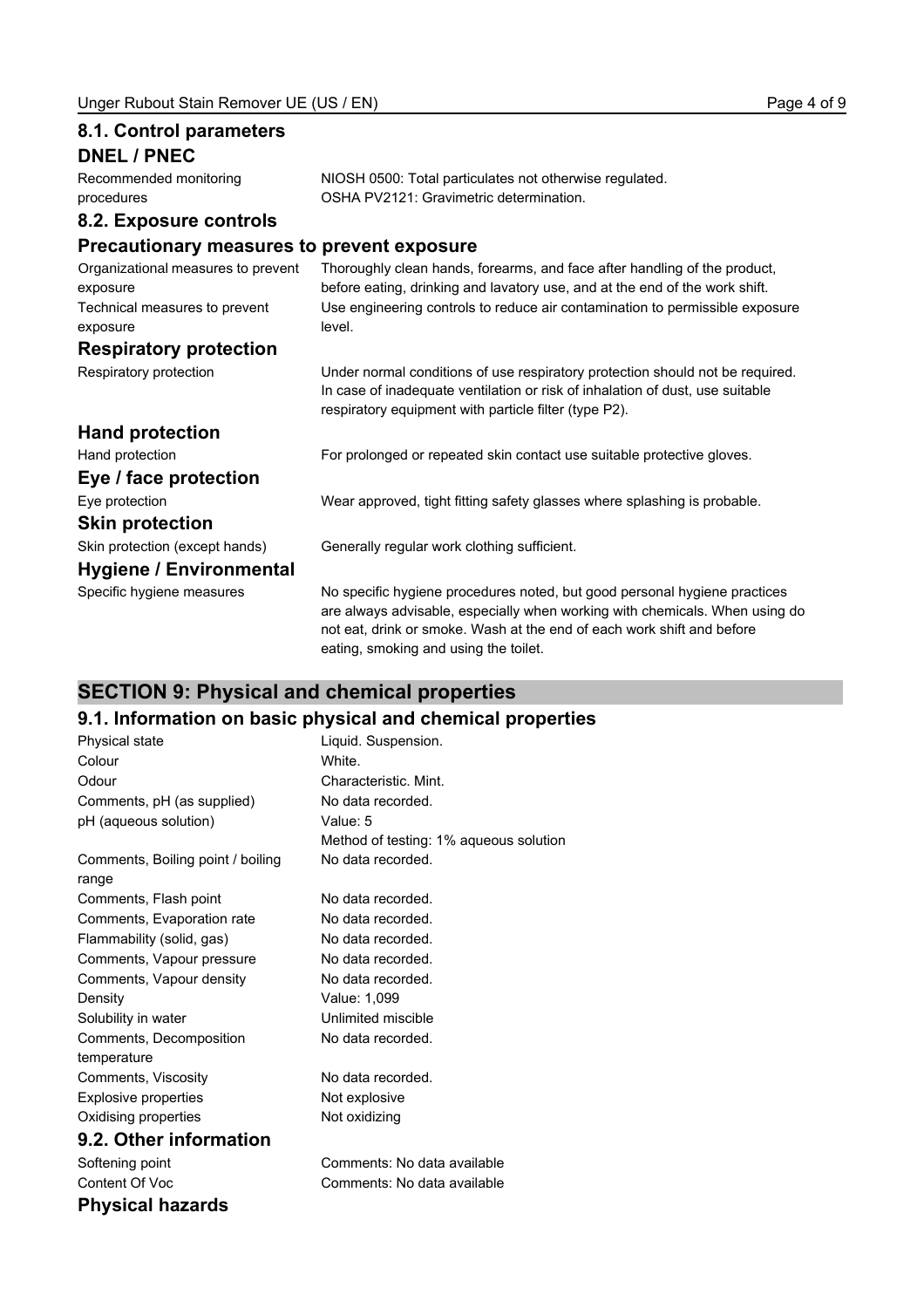## 8.1. Control parameters

### DNEL / PNEC

| | |
|---|---|
| Recommended monitoring procedures | NIOSH 0500: Total particulates not otherwise regulated. OSHA PV2121: Gravimetric determination. |

## 8.2. Exposure controls

### Precautionary measures to prevent exposure

| | |
|---|---|
| Organizational measures to prevent exposure | Thoroughly clean hands, forearms, and face after handling of the product, before eating, drinking and lavatory use, and at the end of the work shift. |
| Technical measures to prevent exposure | Use engineering controls to reduce air contamination to permissible exposure level. |

### Respiratory protection

| | |
|---|---|
| Respiratory protection | Under normal conditions of use respiratory protection should not be required. In case of inadequate ventilation or risk of inhalation of dust, use suitable respiratory equipment with particle filter (type P2). |

### Hand protection

| | |
|---|---|
| Hand protection | For prolonged or repeated skin contact use suitable protective gloves. |

### Eye / face protection

| | |
|---|---|
| Eye protection | Wear approved, tight fitting safety glasses where splashing is probable. |

### Skin protection

| | |
|---|---|
| Skin protection (except hands) | Generally regular work clothing sufficient. |

### Hygiene / Environmental

| | |
|---|---|
| Specific hygiene measures | No specific hygiene procedures noted, but good personal hygiene practices are always advisable, especially when working with chemicals. When using do not eat, drink or smoke. Wash at the end of each work shift and before eating, smoking and using the toilet. |

# SECTION 9: Physical and chemical properties

## 9.1. Information on basic physical and chemical properties

| | |
|---|---|
| Physical state | Liquid. Suspension. |
| Colour | White. |
| Odour | Characteristic. Mint. |
| Comments, pH (as supplied) | No data recorded. |
| pH (aqueous solution) | Value: 5<br>Method of testing: 1% aqueous solution |
| Comments, Boiling point / boiling range | No data recorded. |
| Comments, Flash point | No data recorded. |
| Comments, Evaporation rate | No data recorded. |
| Flammability (solid, gas) | No data recorded. |
| Comments, Vapour pressure | No data recorded. |
| Comments, Vapour density | No data recorded. |
| Density | Value: 1,099 |
| Solubility in water | Unlimited miscible |
| Comments, Decomposition temperature | No data recorded. |
| Comments, Viscosity | No data recorded. |
| Explosive properties | Not explosive |
| Oxidising properties | Not oxidizing |

## 9.2. Other information

| | |
|---|---|
| Softening point | Comments: No data available |
| Content Of Voc | Comments: No data available |

### Physical hazards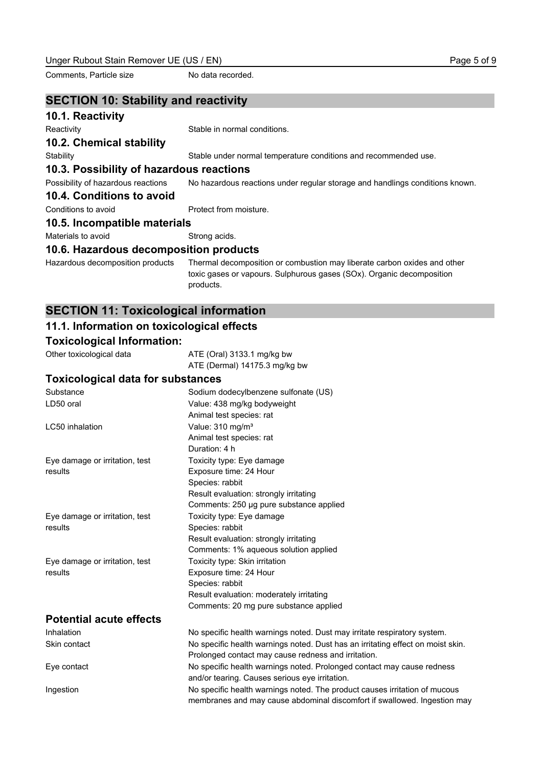| | |
|---|---|
| Comments, Particle size | No data recorded. |

## SECTION 10: Stability and reactivity

### 10.1. Reactivity

| | |
|---|---|
| Reactivity | Stable in normal conditions. |

### 10.2. Chemical stability

| | |
|---|---|
| Stability | Stable under normal temperature conditions and recommended use. |

### 10.3. Possibility of hazardous reactions

| | |
|---|---|
| Possibility of hazardous reactions | No hazardous reactions under regular storage and handlings conditions known. |

### 10.4. Conditions to avoid

| | |
|---|---|
| Conditions to avoid | Protect from moisture. |

### 10.5. Incompatible materials

| | |
|---|---|
| Materials to avoid | Strong acids. |

### 10.6. Hazardous decomposition products

| | |
|---|---|
| Hazardous decomposition products | Thermal decomposition or combustion may liberate carbon oxides and other toxic gases or vapours. Sulphurous gases (SOx). Organic decomposition products. |

## SECTION 11: Toxicological information

### 11.1. Information on toxicological effects

### Toxicological Information:

| | |
|---|---|
| Other toxicological data | ATE (Oral) 3133.1 mg/kg bw<br>ATE (Dermal) 14175.3 mg/kg bw |

### Toxicological data for substances

| | |
|---|---|
| Substance | Sodium dodecylbenzene sulfonate (US) |
| LD50 oral | Value: 438 mg/kg bodyweight<br>Animal test species: rat |
| LC50 inhalation | Value: 310 mg/m³<br>Animal test species: rat<br>Duration: 4 h |
| Eye damage or irritation, test results | Toxicity type: Eye damage<br>Exposure time: 24 Hour<br>Species: rabbit<br>Result evaluation: strongly irritating<br>Comments: 250 µg pure substance applied |
| Eye damage or irritation, test results | Toxicity type: Eye damage<br>Species: rabbit<br>Result evaluation: strongly irritating<br>Comments: 1% aqueous solution applied |
| Eye damage or irritation, test results | Toxicity type: Skin irritation<br>Exposure time: 24 Hour<br>Species: rabbit<br>Result evaluation: moderately irritating<br>Comments: 20 mg pure substance applied |

### Potential acute effects

| | |
|---|---|
| Inhalation | No specific health warnings noted. Dust may irritate respiratory system. |
| Skin contact | No specific health warnings noted. Dust has an irritating effect on moist skin. Prolonged contact may cause redness and irritation. |
| Eye contact | No specific health warnings noted. Prolonged contact may cause redness and/or tearing. Causes serious eye irritation. |
| Ingestion | No specific health warnings noted. The product causes irritation of mucous membranes and may cause abdominal discomfort if swallowed. Ingestion may |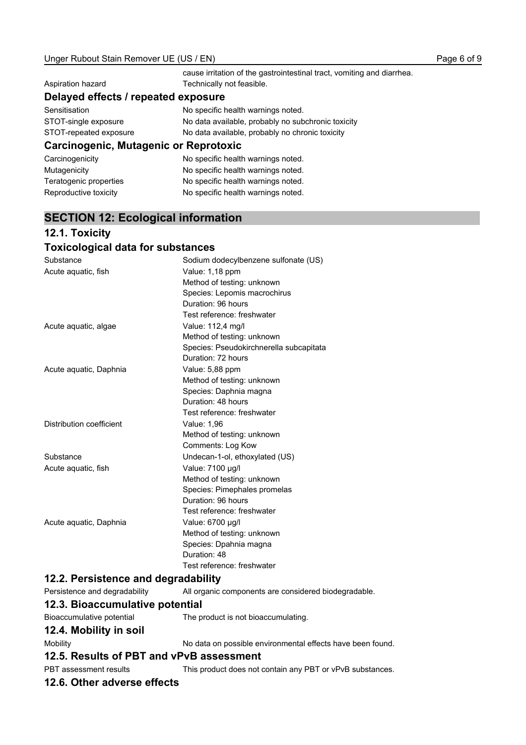| | |
|---|---|
| | cause irritation of the gastrointestinal tract, vomiting and diarrhea. |
| Aspiration hazard | Technically not feasible. |

### Delayed effects / repeated exposure

| | |
|---|---|
| Sensitisation | No specific health warnings noted. |
| STOT-single exposure | No data available, probably no subchronic toxicity |
| STOT-repeated exposure | No data available, probably no chronic toxicity |

### Carcinogenic, Mutagenic or Reprotoxic

| | |
|---|---|
| Carcinogenicity | No specific health warnings noted. |
| Mutagenicity | No specific health warnings noted. |
| Teratogenic properties | No specific health warnings noted. |
| Reproductive toxicity | No specific health warnings noted. |

## SECTION 12: Ecological information

### 12.1. Toxicity

### Toxicological data for substances

| | |
|---|---|
| Substance | Sodium dodecylbenzene sulfonate (US) |
| Acute aquatic, fish | Value: 1,18 ppm<br>Method of testing: unknown<br>Species: Lepomis macrochirus<br>Duration: 96 hours<br>Test reference: freshwater |
| Acute aquatic, algae | Value: 112,4 mg/l<br>Method of testing: unknown<br>Species: Pseudokirchnerella subcapitata<br>Duration: 72 hours |
| Acute aquatic, Daphnia | Value: 5,88 ppm<br>Method of testing: unknown<br>Species: Daphnia magna<br>Duration: 48 hours<br>Test reference: freshwater |
| Distribution coefficient | Value: 1,96<br>Method of testing: unknown<br>Comments: Log Kow |
| Substance | Undecan-1-ol, ethoxylated (US) |
| Acute aquatic, fish | Value: 7100 µg/l<br>Method of testing: unknown<br>Species: Pimephales promelas<br>Duration: 96 hours<br>Test reference: freshwater |
| Acute aquatic, Daphnia | Value: 6700 µg/l<br>Method of testing: unknown<br>Species: Dpahnia magna<br>Duration: 48<br>Test reference: freshwater |

### 12.2. Persistence and degradability

| | |
|---|---|
| Persistence and degradability | All organic components are considered biodegradable. |

### 12.3. Bioaccumulative potential

| | |
|---|---|
| Bioaccumulative potential | The product is not bioaccumulating. |

### 12.4. Mobility in soil

| | |
|---|---|
| Mobility | No data on possible environmental effects have been found. |

### 12.5. Results of PBT and vPvB assessment

| | |
|---|---|
| PBT assessment results | This product does not contain any PBT or vPvB substances. |

### 12.6. Other adverse effects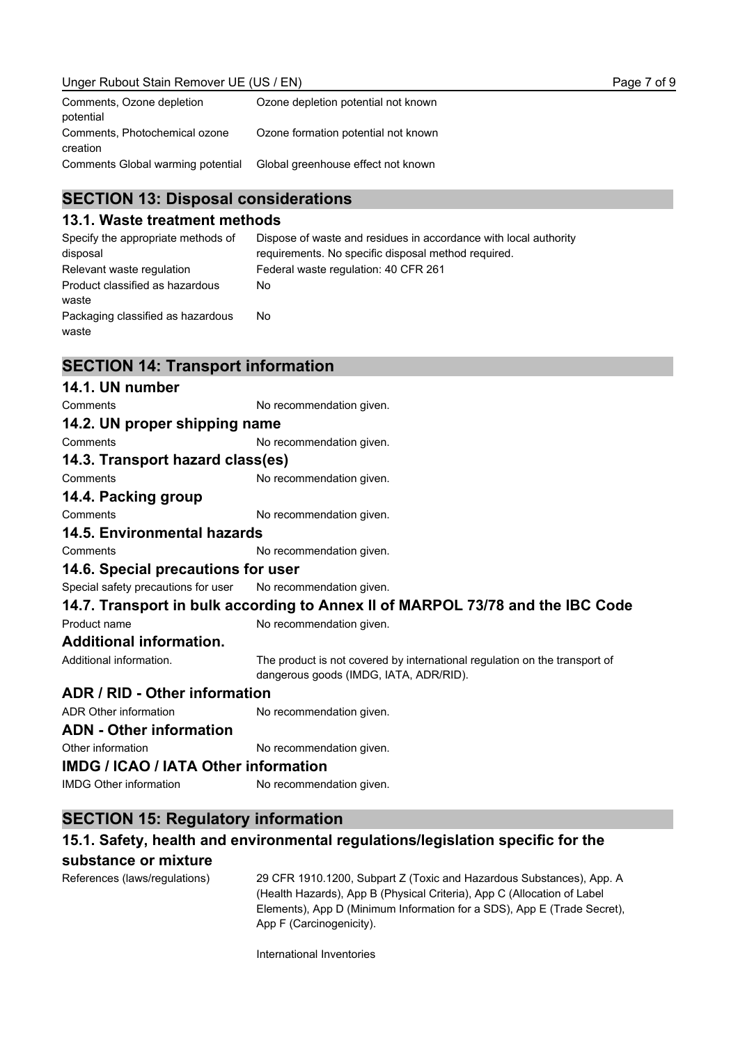| | |
|---|---|
| Comments, Ozone depletion potential | Ozone depletion potential not known |
| Comments, Photochemical ozone creation | Ozone formation potential not known |
| Comments Global warming potential | Global greenhouse effect not known |

## SECTION 13: Disposal considerations

### 13.1. Waste treatment methods

| | |
|---|---|
| Specify the appropriate methods of disposal | Dispose of waste and residues in accordance with local authority requirements. No specific disposal method required. |
| Relevant waste regulation | Federal waste regulation: 40 CFR 261 |
| Product classified as hazardous waste | No |
| Packaging classified as hazardous waste | No |

## SECTION 14: Transport information

### 14.1. UN number

Comments: No recommendation given.

### 14.2. UN proper shipping name

Comments: No recommendation given.

### 14.3. Transport hazard class(es)

Comments: No recommendation given.

### 14.4. Packing group

Comments: No recommendation given.

### 14.5. Environmental hazards

Comments: No recommendation given.

### 14.6. Special precautions for user

Special safety precautions for user: No recommendation given.

### 14.7. Transport in bulk according to Annex II of MARPOL 73/78 and the IBC Code

Product name: No recommendation given.

### Additional information.

Additional information.: The product is not covered by international regulation on the transport of dangerous goods (IMDG, IATA, ADR/RID).

### ADR / RID - Other information

ADR Other information: No recommendation given.

### ADN - Other information

Other information: No recommendation given.

### IMDG / ICAO / IATA Other information

IMDG Other information: No recommendation given.

## SECTION 15: Regulatory information

### 15.1. Safety, health and environmental regulations/legislation specific for the substance or mixture

References (laws/regulations): 29 CFR 1910.1200, Subpart Z (Toxic and Hazardous Substances), App. A (Health Hazards), App B (Physical Criteria), App C (Allocation of Label Elements), App D (Minimum Information for a SDS), App E (Trade Secret), App F (Carcinogenicity).

International Inventories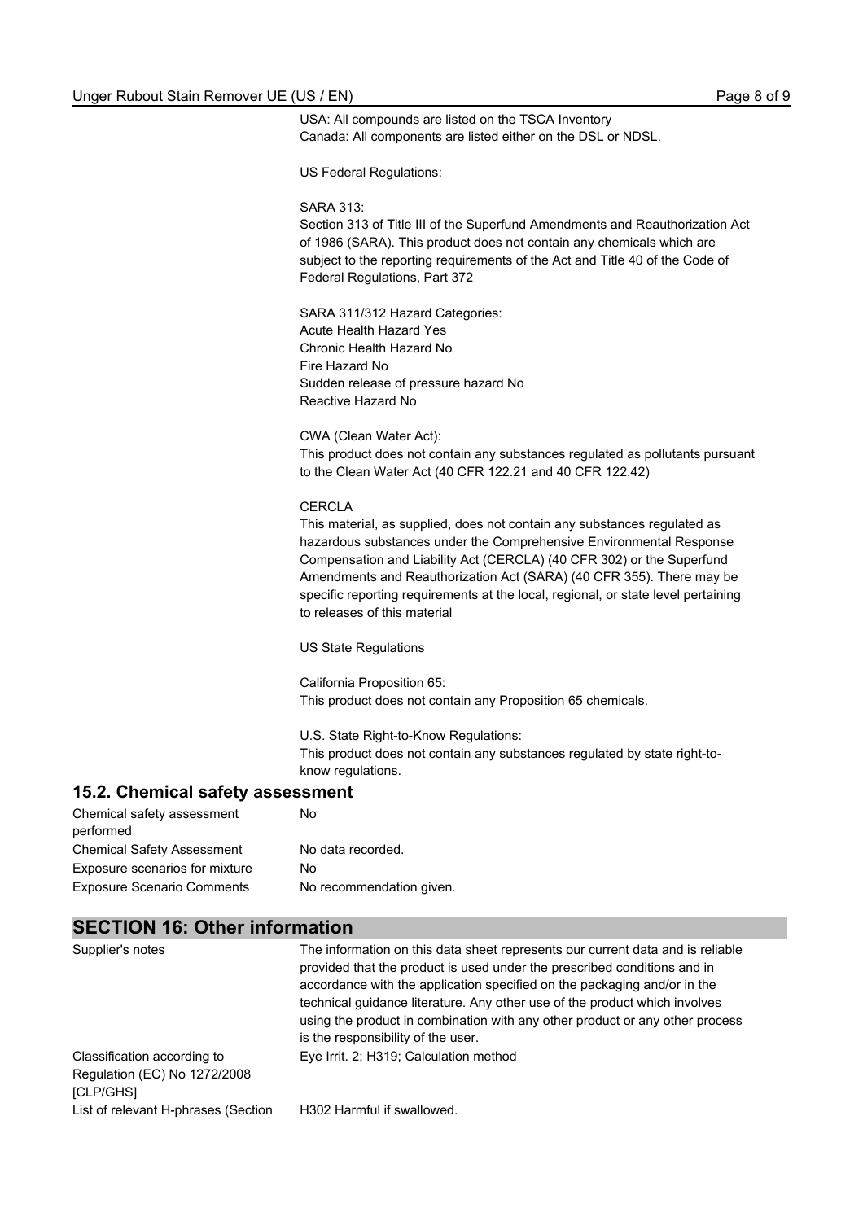USA: All compounds are listed on the TSCA Inventory
Canada: All components are listed either on the DSL or NDSL.

US Federal Regulations:

SARA 313:
Section 313 of Title III of the Superfund Amendments and Reauthorization Act of 1986 (SARA). This product does not contain any chemicals which are subject to the reporting requirements of the Act and Title 40 of the Code of Federal Regulations, Part 372

SARA 311/312 Hazard Categories:
Acute Health Hazard Yes
Chronic Health Hazard No
Fire Hazard No
Sudden release of pressure hazard No
Reactive Hazard No

CWA (Clean Water Act):
This product does not contain any substances regulated as pollutants pursuant to the Clean Water Act (40 CFR 122.21 and 40 CFR 122.42)

CERCLA
This material, as supplied, does not contain any substances regulated as hazardous substances under the Comprehensive Environmental Response Compensation and Liability Act (CERCLA) (40 CFR 302) or the Superfund Amendments and Reauthorization Act (SARA) (40 CFR 355). There may be specific reporting requirements at the local, regional, or state level pertaining to releases of this material

US State Regulations

California Proposition 65:
This product does not contain any Proposition 65 chemicals.

U.S. State Right-to-Know Regulations:
This product does not contain any substances regulated by state right-to-know regulations.

### 15.2. Chemical safety assessment

| | |
|---|---|
| Chemical safety assessment performed | No |
| Chemical Safety Assessment | No data recorded. |
| Exposure scenarios for mixture | No |
| Exposure Scenario Comments | No recommendation given. |

## SECTION 16: Other information

| | |
|---|---|
| Supplier's notes | The information on this data sheet represents our current data and is reliable provided that the product is used under the prescribed conditions and in accordance with the application specified on the packaging and/or in the technical guidance literature. Any other use of the product which involves using the product in combination with any other product or any other process is the responsibility of the user. |
| Classification according to Regulation (EC) No 1272/2008 [CLP/GHS] | Eye Irrit. 2; H319; Calculation method |
| List of relevant H-phrases (Section | H302 Harmful if swallowed. |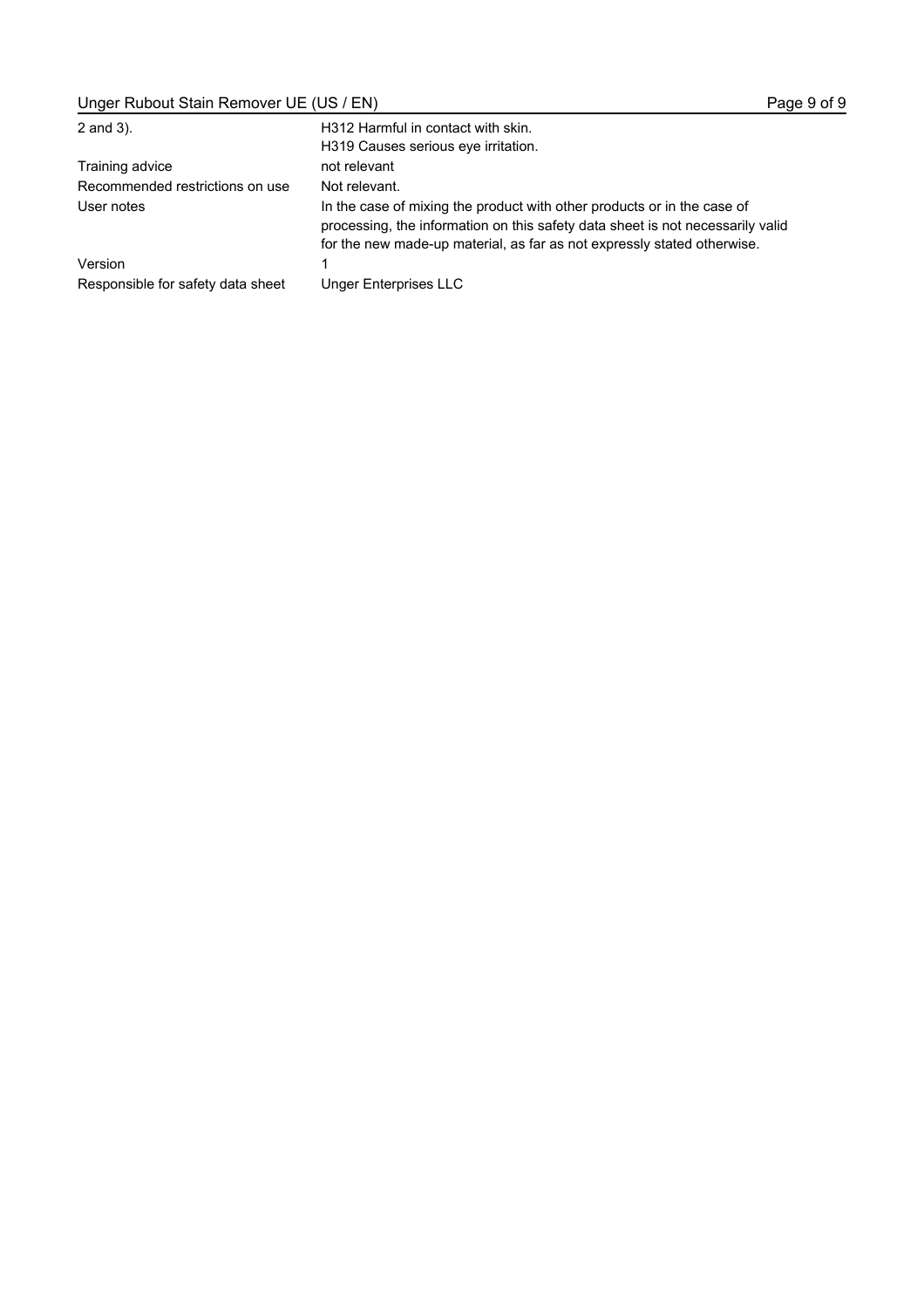| | |
|---|---|
| 2 and 3). | H312 Harmful in contact with skin.<br>H319 Causes serious eye irritation. |
| Training advice | not relevant |
| Recommended restrictions on use | Not relevant. |
| User notes | In the case of mixing the product with other products or in the case of processing, the information on this safety data sheet is not necessarily valid for the new made-up material, as far as not expressly stated otherwise. |
| Version | 1 |
| Responsible for safety data sheet | Unger Enterprises LLC |